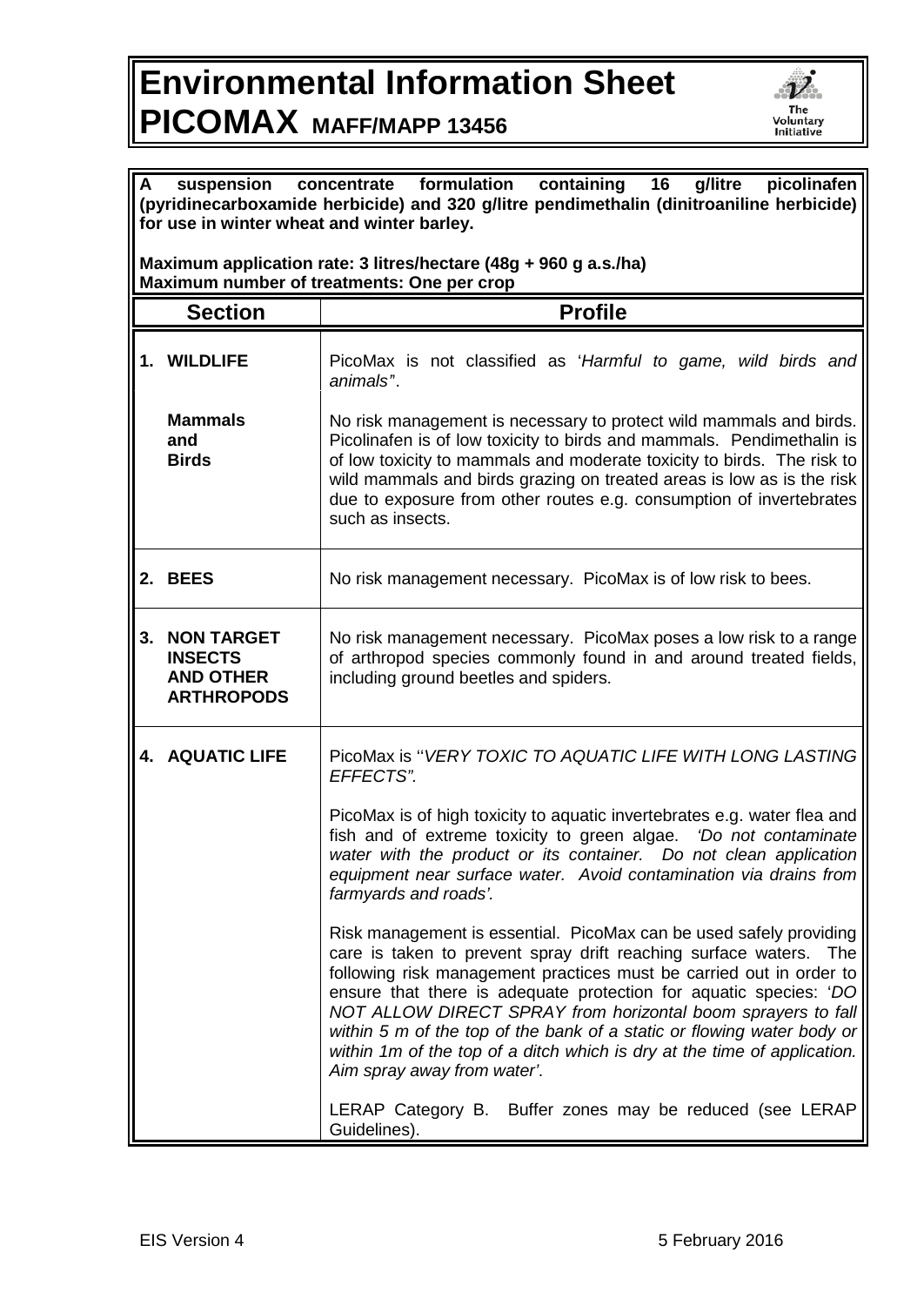# Environmental Information Sheet
# PICOMAX MAFF/MAPP 13456

**A suspension concentrate formulation containing 16 g/litre picolinafen (pyridinecarboxamide herbicide) and 320 g/litre pendimethalin (dinitroaniline herbicide) for use in winter wheat and winter barley.**

**Maximum application rate: 3 litres/hectare (48g + 960 g a.s./ha)**
**Maximum number of treatments: One per crop**

| Section | Profile |
|---|---|
| **1. WILDLIFE**<br><br>**Mammals and Birds** | PicoMax is not classified as '*Harmful to game, wild birds and animals*'.<br><br>No risk management is necessary to protect wild mammals and birds. Picolinafen is of low toxicity to birds and mammals. Pendimethalin is of low toxicity to mammals and moderate toxicity to birds. The risk to wild mammals and birds grazing on treated areas is low as is the risk due to exposure from other routes e.g. consumption of invertebrates such as insects. |
| **2. BEES** | No risk management necessary. PicoMax is of low risk to bees. |
| **3. NON TARGET INSECTS AND OTHER ARTHROPODS** | No risk management necessary. PicoMax poses a low risk to a range of arthropod species commonly found in and around treated fields, including ground beetles and spiders. |
| **4. AQUATIC LIFE** | PicoMax is ''*VERY TOXIC TO AQUATIC LIFE WITH LONG LASTING EFFECTS*''.<br><br>PicoMax is of high toxicity to aquatic invertebrates e.g. water flea and fish and of extreme toxicity to green algae. *'Do not contaminate water with the product or its container. Do not clean application equipment near surface water. Avoid contamination via drains from farmyards and roads'.*<br><br>Risk management is essential. PicoMax can be used safely providing care is taken to prevent spray drift reaching surface waters. The following risk management practices must be carried out in order to ensure that there is adequate protection for aquatic species: '*DO NOT ALLOW DIRECT SPRAY from horizontal boom sprayers to fall within 5 m of the top of the bank of a static or flowing water body or within 1m of the top of a ditch which is dry at the time of application. Aim spray away from water*'.<br><br>LERAP Category B. Buffer zones may be reduced (see LERAP Guidelines). |

EIS Version 4 5 February 2016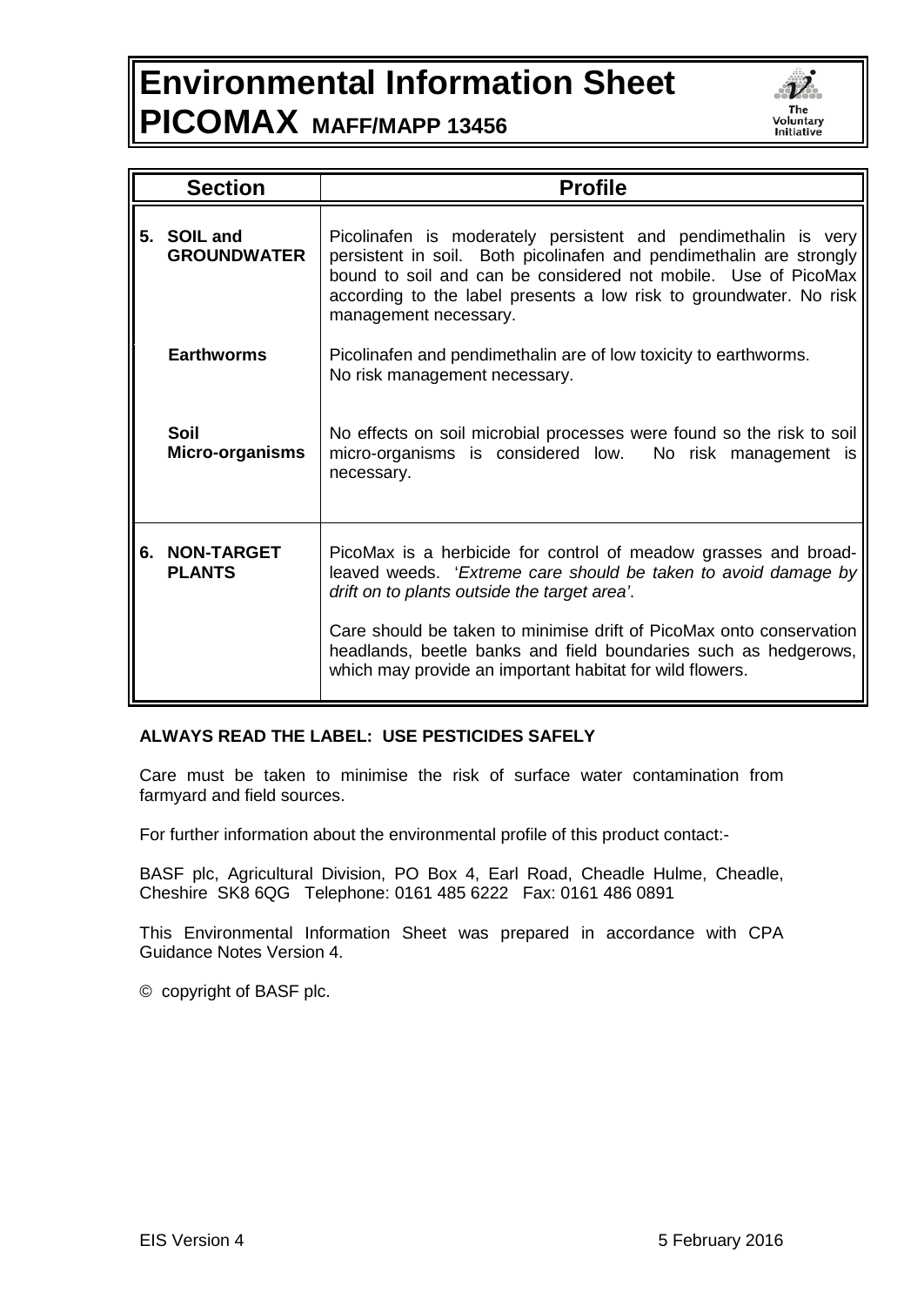# Environmental Information Sheet
# PICOMAX MAFF/MAPP 13456

| Section | Profile |
|---|---|
| **5. SOIL and GROUNDWATER** | Picolinafen is moderately persistent and pendimethalin is very persistent in soil. Both picolinafen and pendimethalin are strongly bound to soil and can be considered not mobile. Use of PicoMax according to the label presents a low risk to groundwater. No risk management necessary. |
| **Earthworms** | Picolinafen and pendimethalin are of low toxicity to earthworms. No risk management necessary. |
| **Soil Micro-organisms** | No effects on soil microbial processes were found so the risk to soil micro-organisms is considered low. No risk management is necessary. |
| **6. NON-TARGET PLANTS** | PicoMax is a herbicide for control of meadow grasses and broad-leaved weeds. '*Extreme care should be taken to avoid damage by drift on to plants outside the target area*'.<br><br>Care should be taken to minimise drift of PicoMax onto conservation headlands, beetle banks and field boundaries such as hedgerows, which may provide an important habitat for wild flowers. |

**ALWAYS READ THE LABEL: USE PESTICIDES SAFELY**

Care must be taken to minimise the risk of surface water contamination from farmyard and field sources.

For further information about the environmental profile of this product contact:-

BASF plc, Agricultural Division, PO Box 4, Earl Road, Cheadle Hulme, Cheadle, Cheshire SK8 6QG Telephone: 0161 485 6222 Fax: 0161 486 0891

This Environmental Information Sheet was prepared in accordance with CPA Guidance Notes Version 4.

© copyright of BASF plc.

EIS Version 4 5 February 2016